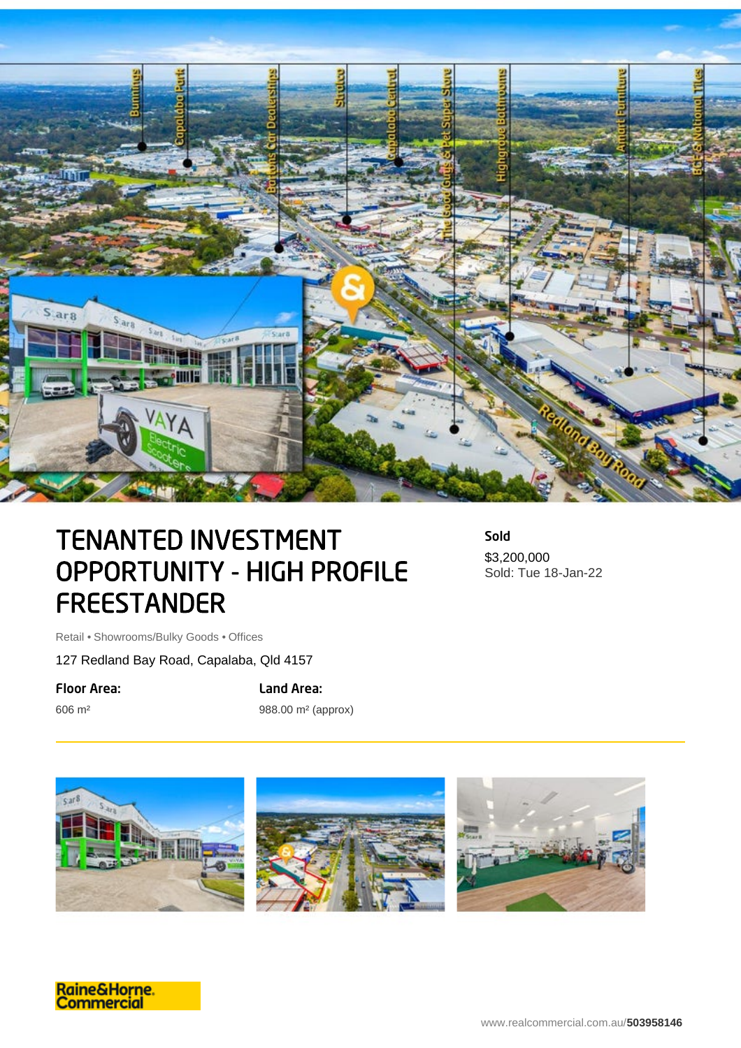# TENANTED INVESTMENT OPPORTUNITY - HIGH PROFILE FREESTANDER

**Sold**

$3,200,000

Sold: Tue 18-Jan-22

Retail • Showrooms/Bulky Goods • Offices

127 Redland Bay Road, Capalaba, Qld 4157

**Floor Area:**

606 m²

**Land Area:**

988.00 m² (approx)

Raine&Horne. Commercial

www.realcommercial.com.au/**503958146**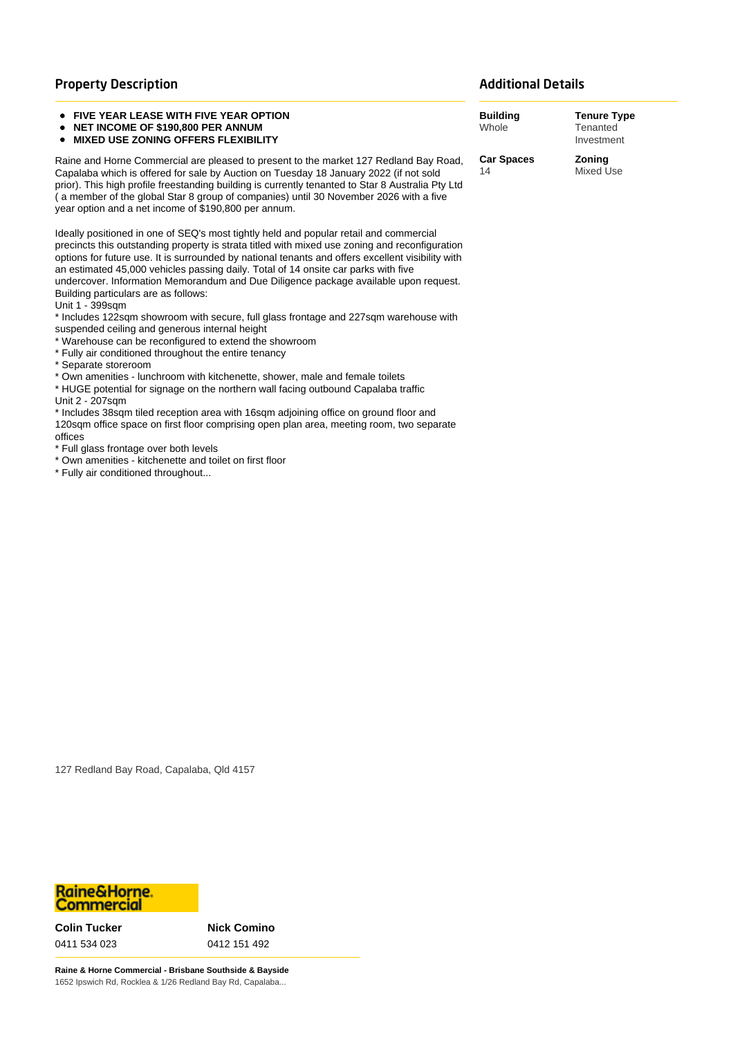## Property Description

- **FIVE YEAR LEASE WITH FIVE YEAR OPTION**
- **NET INCOME OF $190,800 PER ANNUM**
- **MIXED USE ZONING OFFERS FLEXIBILITY**

Raine and Horne Commercial are pleased to present to the market 127 Redland Bay Road, Capalaba which is offered for sale by Auction on Tuesday 18 January 2022 (if not sold prior). This high profile freestanding building is currently tenanted to Star 8 Australia Pty Ltd ( a member of the global Star 8 group of companies) until 30 November 2026 with a five year option and a net income of $190,800 per annum.

Ideally positioned in one of SEQ's most tightly held and popular retail and commercial precincts this outstanding property is strata titled with mixed use zoning and reconfiguration options for future use. It is surrounded by national tenants and offers excellent visibility with an estimated 45,000 vehicles passing daily. Total of 14 onsite car parks with five undercover. Information Memorandum and Due Diligence package available upon request. Building particulars are as follows:

Unit 1 - 399sqm

* Includes 122sqm showroom with secure, full glass frontage and 227sqm warehouse with suspended ceiling and generous internal height
* Warehouse can be reconfigured to extend the showroom
* Fully air conditioned throughout the entire tenancy
* Separate storeroom
* Own amenities - lunchroom with kitchenette, shower, male and female toilets
* HUGE potential for signage on the northern wall facing outbound Capalaba traffic

Unit 2 - 207sqm

* Includes 38sqm tiled reception area with 16sqm adjoining office on ground floor and 120sqm office space on first floor comprising open plan area, meeting room, two separate offices
* Full glass frontage over both levels
* Own amenities - kitchenette and toilet on first floor
* Fully air conditioned throughout...

## Additional Details

**Building**
Whole

**Tenure Type**
Tenanted Investment

**Car Spaces**
14

**Zoning**
Mixed Use

127 Redland Bay Road, Capalaba, Qld 4157

Raine&Horne. Commercial

**Colin Tucker**
0411 534 023

**Nick Comino**
0412 151 492

**Raine & Horne Commercial - Brisbane Southside & Bayside**
1652 Ipswich Rd, Rocklea & 1/26 Redland Bay Rd, Capalaba...